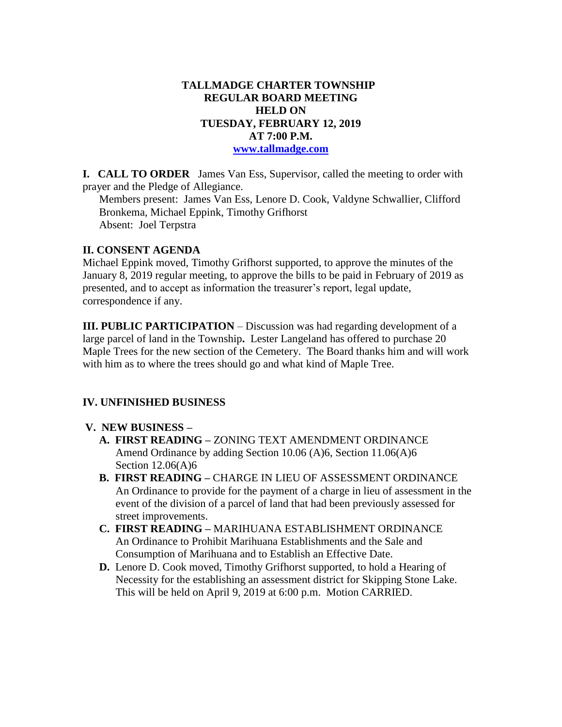**TALLMADGE CHARTER TOWNSHIP**
**REGULAR BOARD MEETING**
**HELD ON**
**TUESDAY, FEBRUARY 12, 2019**
**AT 7:00 P.M.**
**[www.tallmadge.com](http://www.tallmadge.com)**

**I. CALL TO ORDER** James Van Ess, Supervisor, called the meeting to order with prayer and the Pledge of Allegiance.

Members present: James Van Ess, Lenore D. Cook, Valdyne Schwallier, Clifford Bronkema, Michael Eppink, Timothy Grifhorst
Absent: Joel Terpstra

**II. CONSENT AGENDA**

Michael Eppink moved, Timothy Grifhorst supported, to approve the minutes of the January 8, 2019 regular meeting, to approve the bills to be paid in February of 2019 as presented, and to accept as information the treasurer's report, legal update, correspondence if any.

**III. PUBLIC PARTICIPATION** – Discussion was had regarding development of a large parcel of land in the Township**.** Lester Langeland has offered to purchase 20 Maple Trees for the new section of the Cemetery. The Board thanks him and will work with him as to where the trees should go and what kind of Maple Tree.

**IV. UNFINISHED BUSINESS**

**V. NEW BUSINESS –**

**A. FIRST READING –** ZONING TEXT AMENDMENT ORDINANCE
Amend Ordinance by adding Section 10.06 (A)6, Section 11.06(A)6 Section 12.06(A)6

**B. FIRST READING –** CHARGE IN LIEU OF ASSESSMENT ORDINANCE
An Ordinance to provide for the payment of a charge in lieu of assessment in the event of the division of a parcel of land that had been previously assessed for street improvements.

**C. FIRST READING –** MARIHUANA ESTABLISHMENT ORDINANCE
An Ordinance to Prohibit Marihuana Establishments and the Sale and Consumption of Marihuana and to Establish an Effective Date.

**D.** Lenore D. Cook moved, Timothy Grifhorst supported, to hold a Hearing of Necessity for the establishing an assessment district for Skipping Stone Lake. This will be held on April 9, 2019 at 6:00 p.m. Motion CARRIED.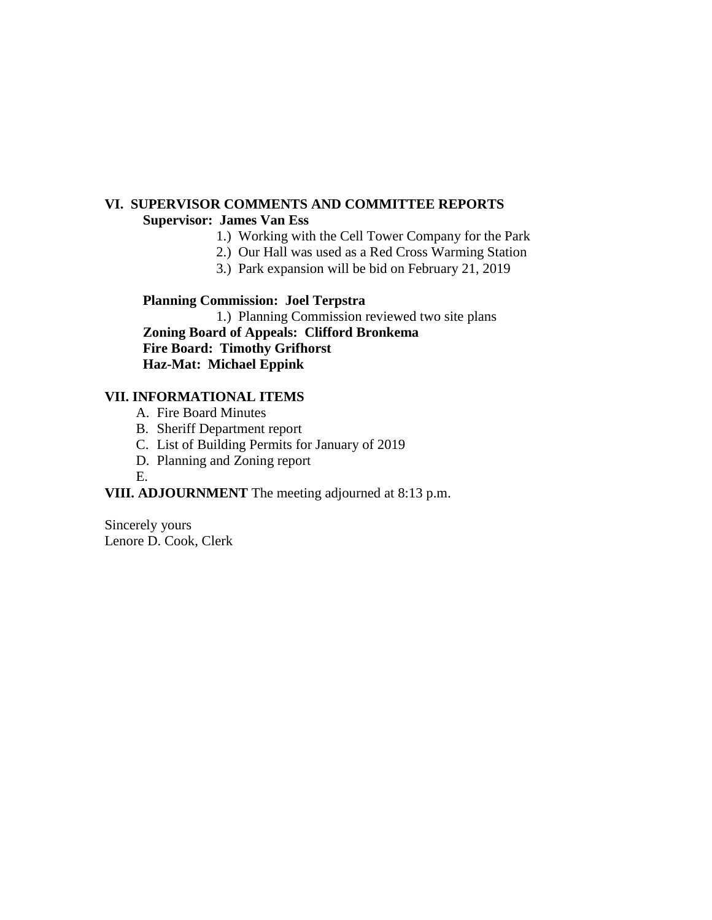**VI. SUPERVISOR COMMENTS AND COMMITTEE REPORTS**

**Supervisor: James Van Ess**

1.) Working with the Cell Tower Company for the Park
2.) Our Hall was used as a Red Cross Warming Station
3.) Park expansion will be bid on February 21, 2019

**Planning Commission: Joel Terpstra**

1.) Planning Commission reviewed two site plans

**Zoning Board of Appeals: Clifford Bronkema**
**Fire Board: Timothy Grifhorst**
**Haz-Mat: Michael Eppink**

**VII. INFORMATIONAL ITEMS**

A. Fire Board Minutes
B. Sheriff Department report
C. List of Building Permits for January of 2019
D. Planning and Zoning report
E.

**VIII. ADJOURNMENT** The meeting adjourned at 8:13 p.m.

Sincerely yours
Lenore D. Cook, Clerk